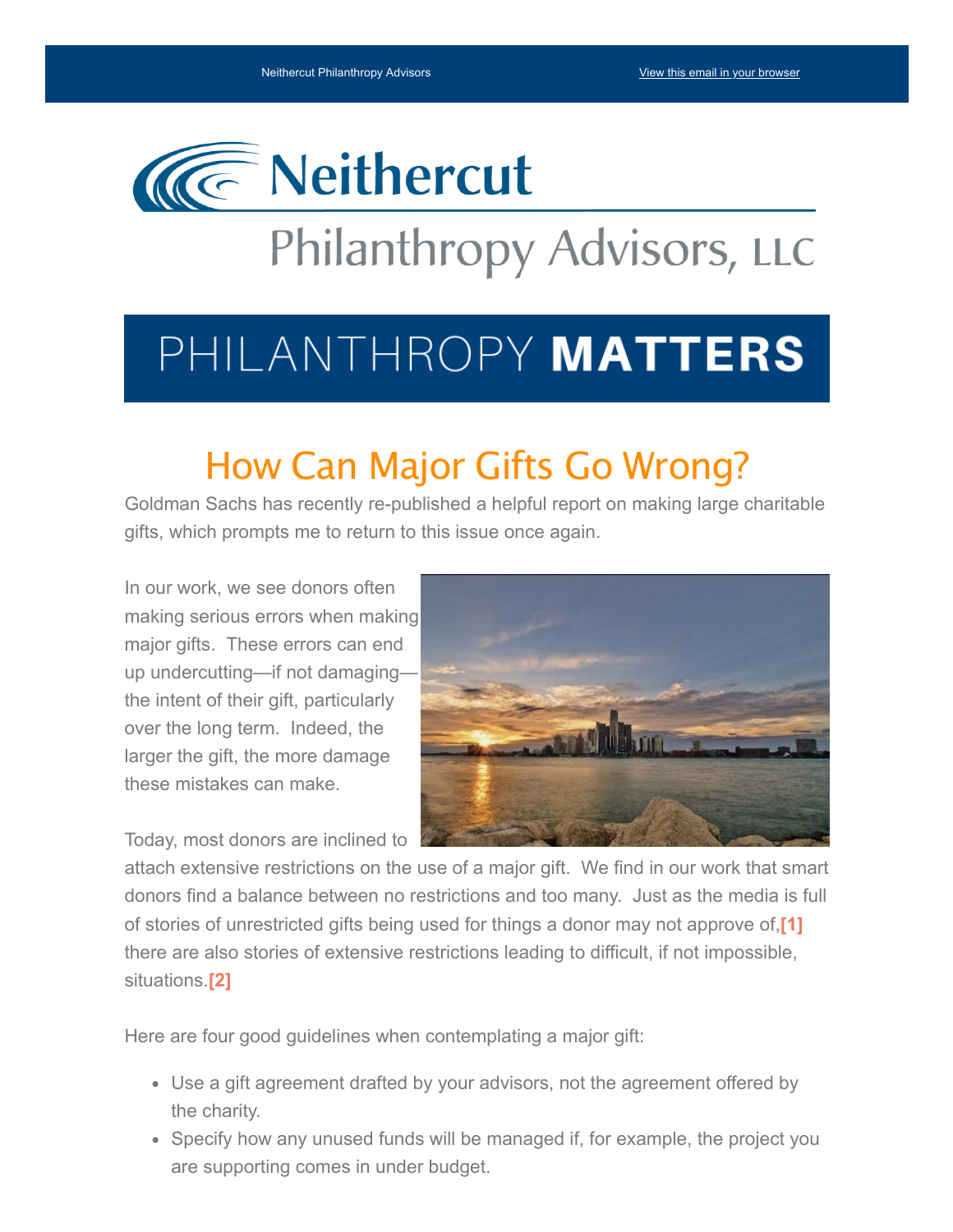Neithercut Philanthropy Advisors | View this email in your browser

# Neithercut Philanthropy Advisors, LLC

## PHILANTHROPY MATTERS

# How Can Major Gifts Go Wrong?

Goldman Sachs has recently re-published a helpful report on making large charitable gifts, which prompts me to return to this issue once again.

In our work, we see donors often making serious errors when making major gifts. These errors can end up undercutting—if not damaging—the intent of their gift, particularly over the long term. Indeed, the larger the gift, the more damage these mistakes can make.

Today, most donors are inclined to attach extensive restrictions on the use of a major gift. We find in our work that smart donors find a balance between no restrictions and too many. Just as the media is full of stories of unrestricted gifts being used for things a donor may not approve of,[1] there are also stories of extensive restrictions leading to difficult, if not impossible, situations.[2]

Here are four good guidelines when contemplating a major gift:

- Use a gift agreement drafted by your advisors, not the agreement offered by the charity.
- Specify how any unused funds will be managed if, for example, the project you are supporting comes in under budget.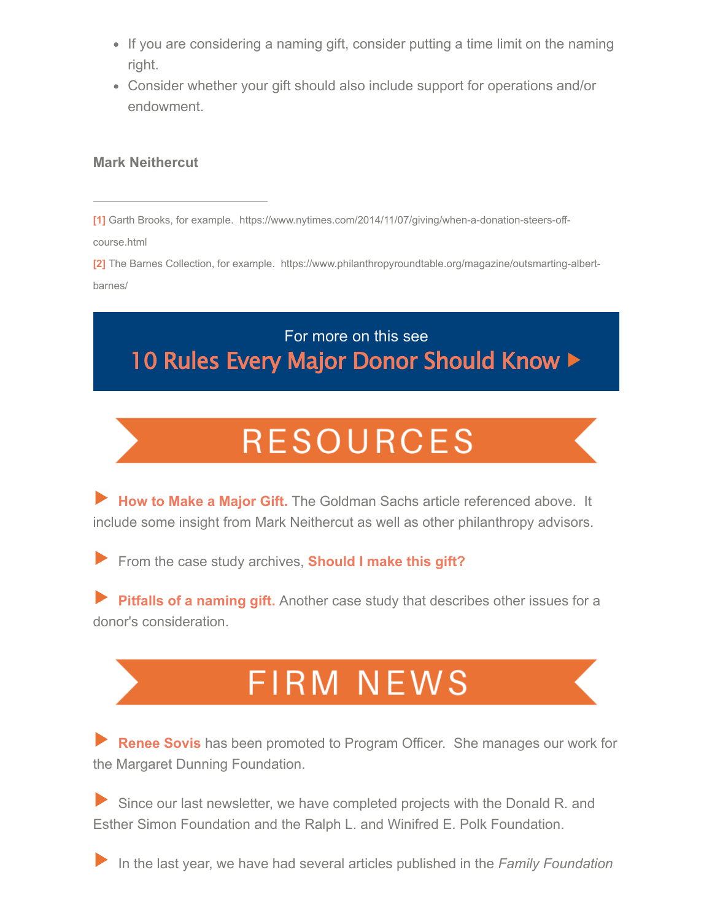- If you are considering a naming gift, consider putting a time limit on the naming right.
- Consider whether your gift should also include support for operations and/or endowment.

**Mark Neithercut**

---

[1] Garth Brooks, for example. https://www.nytimes.com/2014/11/07/giving/when-a-donation-steers-off-course.html

[2] The Barnes Collection, for example. https://www.philanthropyroundtable.org/magazine/outsmarting-albert-barnes/

For more on this see
**10 Rules Every Major Donor Should Know ▶**

# RESOURCES

▶ **How to Make a Major Gift.** The Goldman Sachs article referenced above. It include some insight from Mark Neithercut as well as other philanthropy advisors.

▶ From the case study archives, **Should I make this gift?**

▶ **Pitfalls of a naming gift.** Another case study that describes other issues for a donor's consideration.

# FIRM NEWS

▶ **Renee Sovis** has been promoted to Program Officer. She manages our work for the Margaret Dunning Foundation.

▶ Since our last newsletter, we have completed projects with the Donald R. and Esther Simon Foundation and the Ralph L. and Winifred E. Polk Foundation.

▶ In the last year, we have had several articles published in the *Family Foundation*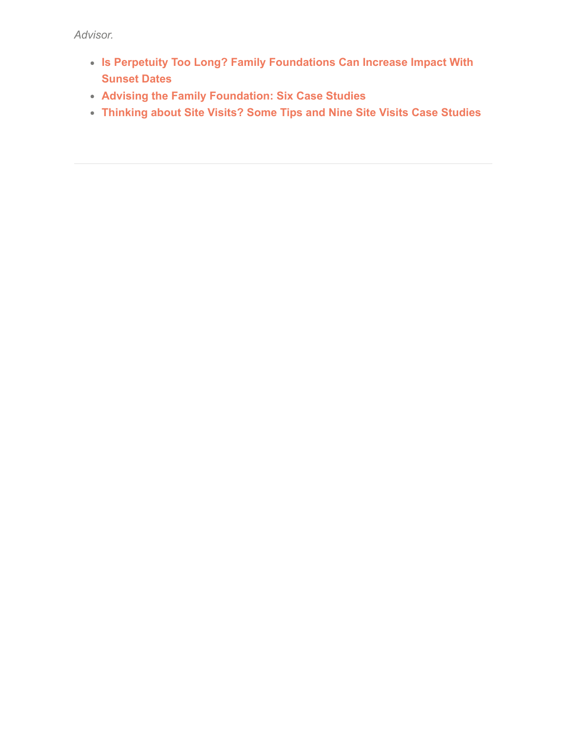*Advisor.*

- **Is Perpetuity Too Long? Family Foundations Can Increase Impact With Sunset Dates**
- **Advising the Family Foundation: Six Case Studies**
- **Thinking about Site Visits? Some Tips and Nine Site Visits Case Studies**

---